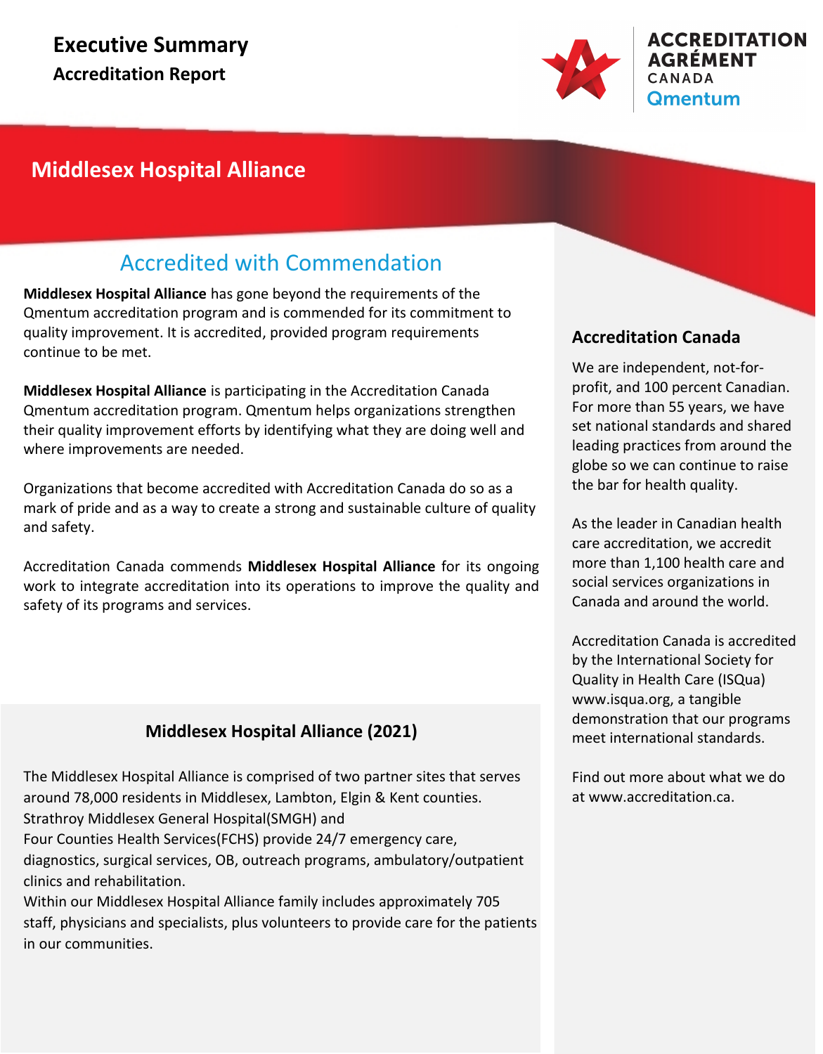# Executive Summary

## Accreditation Report

ACCREDITATION
AGRÉMENT
CANADA
Qmentum

## Middlesex Hospital Alliance

### Accredited with Commendation

**Middlesex Hospital Alliance** has gone beyond the requirements of the Qmentum accreditation program and is commended for its commitment to quality improvement. It is accredited, provided program requirements continue to be met.

**Middlesex Hospital Alliance** is participating in the Accreditation Canada Qmentum accreditation program. Qmentum helps organizations strengthen their quality improvement efforts by identifying what they are doing well and where improvements are needed.

Organizations that become accredited with Accreditation Canada do so as a mark of pride and as a way to create a strong and sustainable culture of quality and safety.

Accreditation Canada commends **Middlesex Hospital Alliance** for its ongoing work to integrate accreditation into its operations to improve the quality and safety of its programs and services.

### Middlesex Hospital Alliance (2021)

The Middlesex Hospital Alliance is comprised of two partner sites that serves around 78,000 residents in Middlesex, Lambton, Elgin & Kent counties. Strathroy Middlesex General Hospital(SMGH) and Four Counties Health Services(FCHS) provide 24/7 emergency care, diagnostics, surgical services, OB, outreach programs, ambulatory/outpatient clinics and rehabilitation.
Within our Middlesex Hospital Alliance family includes approximately 705 staff, physicians and specialists, plus volunteers to provide care for the patients in our communities.

### Accreditation Canada

We are independent, not-for-profit, and 100 percent Canadian. For more than 55 years, we have set national standards and shared leading practices from around the globe so we can continue to raise the bar for health quality.

As the leader in Canadian health care accreditation, we accredit more than 1,100 health care and social services organizations in Canada and around the world.

Accreditation Canada is accredited by the International Society for Quality in Health Care (ISQua) www.isqua.org, a tangible demonstration that our programs meet international standards.

Find out more about what we do at www.accreditation.ca.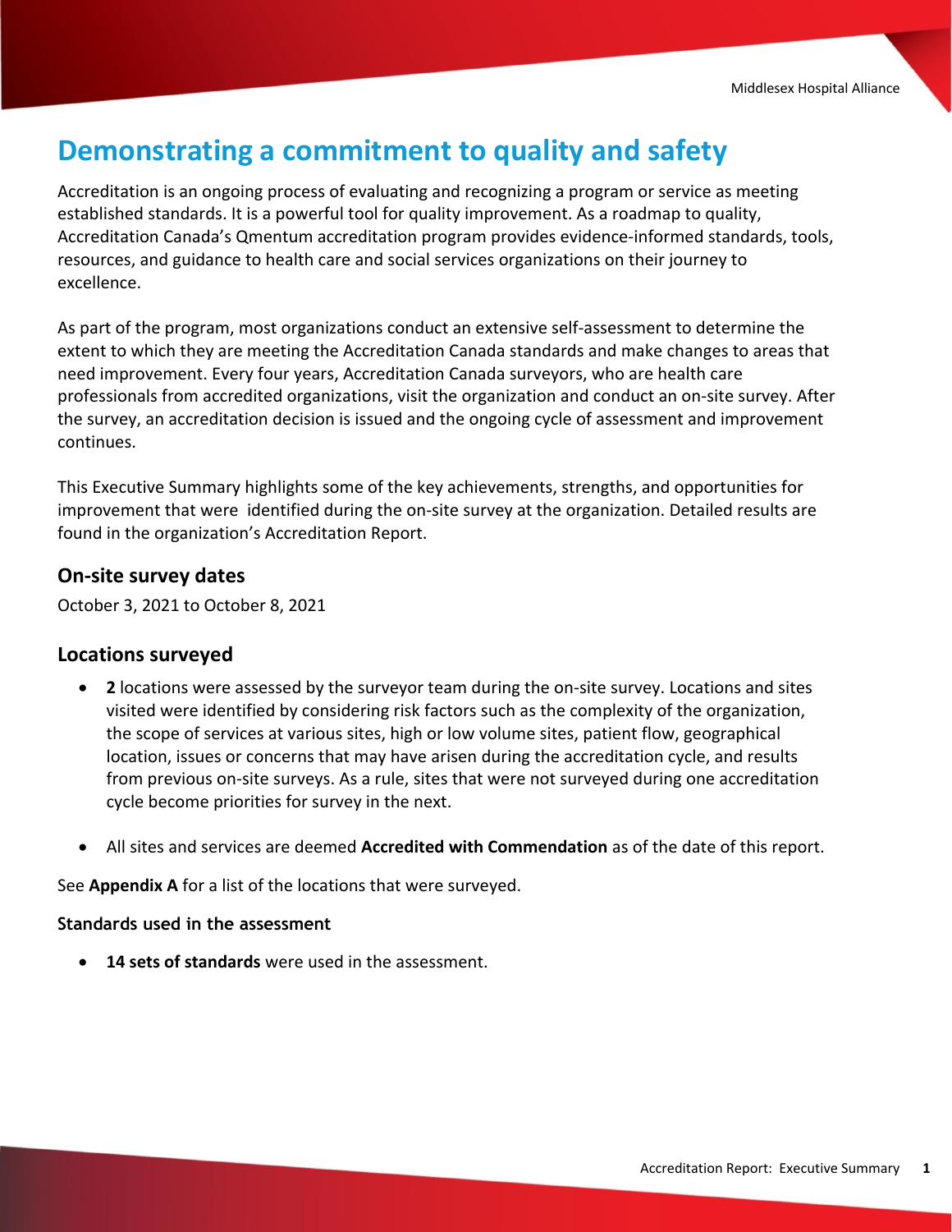# Demonstrating a commitment to quality and safety

Accreditation is an ongoing process of evaluating and recognizing a program or service as meeting established standards. It is a powerful tool for quality improvement. As a roadmap to quality, Accreditation Canada's Qmentum accreditation program provides evidence-informed standards, tools, resources, and guidance to health care and social services organizations on their journey to excellence.

As part of the program, most organizations conduct an extensive self-assessment to determine the extent to which they are meeting the Accreditation Canada standards and make changes to areas that need improvement. Every four years, Accreditation Canada surveyors, who are health care professionals from accredited organizations, visit the organization and conduct an on-site survey. After the survey, an accreditation decision is issued and the ongoing cycle of assessment and improvement continues.

This Executive Summary highlights some of the key achievements, strengths, and opportunities for improvement that were identified during the on-site survey at the organization. Detailed results are found in the organization's Accreditation Report.

## On-site survey dates

October 3, 2021 to October 8, 2021

## Locations surveyed

- **2** locations were assessed by the surveyor team during the on-site survey. Locations and sites visited were identified by considering risk factors such as the complexity of the organization, the scope of services at various sites, high or low volume sites, patient flow, geographical location, issues or concerns that may have arisen during the accreditation cycle, and results from previous on-site surveys. As a rule, sites that were not surveyed during one accreditation cycle become priorities for survey in the next.

- All sites and services are deemed **Accredited with Commendation** as of the date of this report.

See **Appendix A** for a list of the locations that were surveyed.

### Standards used in the assessment

- **14 sets of standards** were used in the assessment.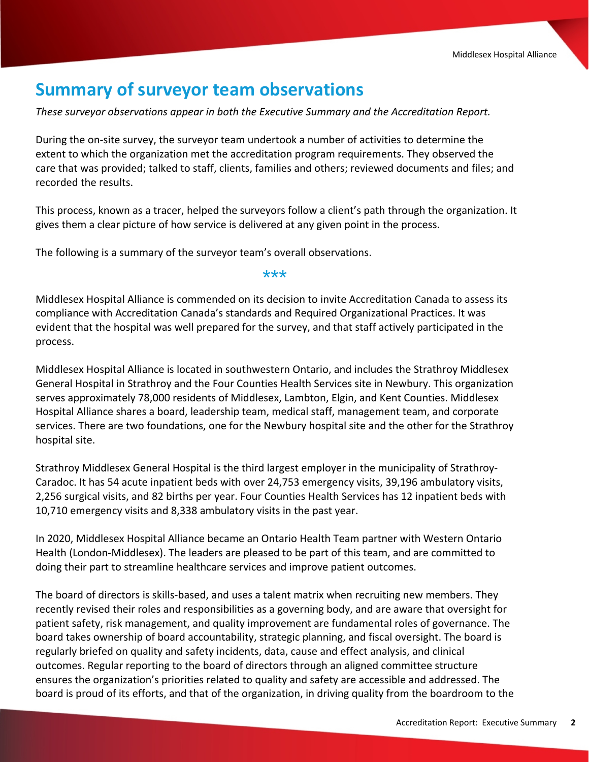## Summary of surveyor team observations

*These surveyor observations appear in both the Executive Summary and the Accreditation Report.*

During the on-site survey, the surveyor team undertook a number of activities to determine the extent to which the organization met the accreditation program requirements. They observed the care that was provided; talked to staff, clients, families and others; reviewed documents and files; and recorded the results.

This process, known as a tracer, helped the surveyors follow a client's path through the organization. It gives them a clear picture of how service is delivered at any given point in the process.

The following is a summary of the surveyor team's overall observations.

***

Middlesex Hospital Alliance is commended on its decision to invite Accreditation Canada to assess its compliance with Accreditation Canada's standards and Required Organizational Practices. It was evident that the hospital was well prepared for the survey, and that staff actively participated in the process.

Middlesex Hospital Alliance is located in southwestern Ontario, and includes the Strathroy Middlesex General Hospital in Strathroy and the Four Counties Health Services site in Newbury. This organization serves approximately 78,000 residents of Middlesex, Lambton, Elgin, and Kent Counties. Middlesex Hospital Alliance shares a board, leadership team, medical staff, management team, and corporate services. There are two foundations, one for the Newbury hospital site and the other for the Strathroy hospital site.

Strathroy Middlesex General Hospital is the third largest employer in the municipality of Strathroy-Caradoc. It has 54 acute inpatient beds with over 24,753 emergency visits, 39,196 ambulatory visits, 2,256 surgical visits, and 82 births per year. Four Counties Health Services has 12 inpatient beds with 10,710 emergency visits and 8,338 ambulatory visits in the past year.

In 2020, Middlesex Hospital Alliance became an Ontario Health Team partner with Western Ontario Health (London-Middlesex). The leaders are pleased to be part of this team, and are committed to doing their part to streamline healthcare services and improve patient outcomes.

The board of directors is skills-based, and uses a talent matrix when recruiting new members. They recently revised their roles and responsibilities as a governing body, and are aware that oversight for patient safety, risk management, and quality improvement are fundamental roles of governance. The board takes ownership of board accountability, strategic planning, and fiscal oversight. The board is regularly briefed on quality and safety incidents, data, cause and effect analysis, and clinical outcomes. Regular reporting to the board of directors through an aligned committee structure ensures the organization's priorities related to quality and safety are accessible and addressed. The board is proud of its efforts, and that of the organization, in driving quality from the boardroom to the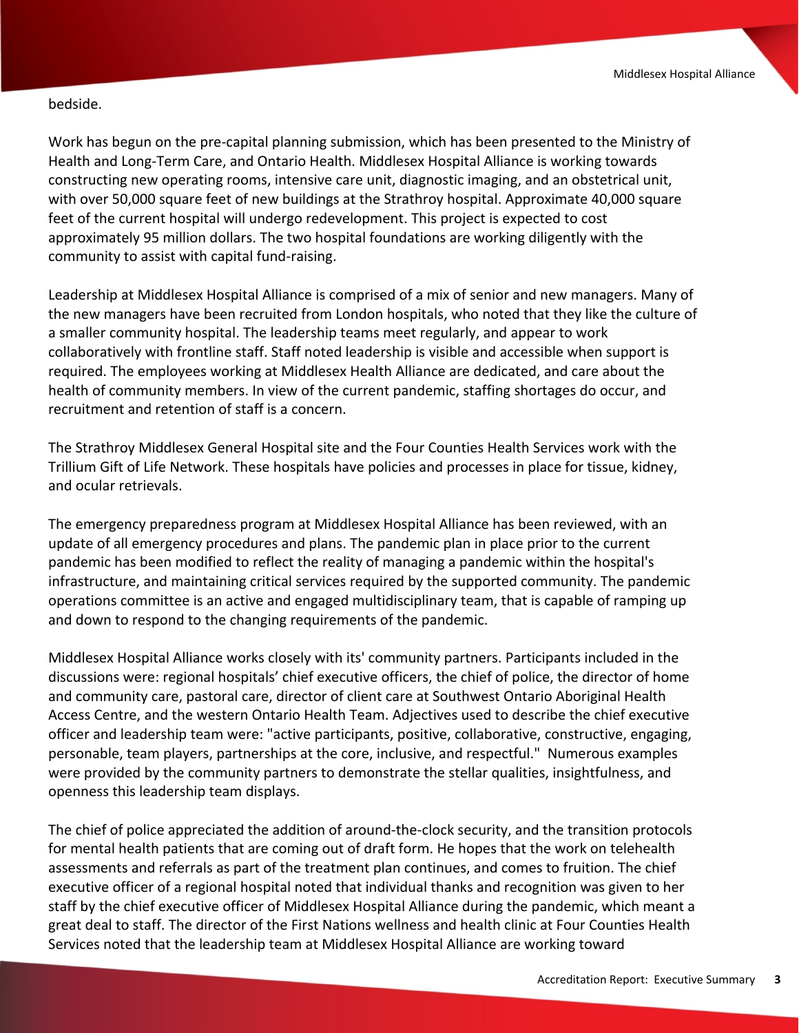bedside.

Work has begun on the pre-capital planning submission, which has been presented to the Ministry of Health and Long-Term Care, and Ontario Health. Middlesex Hospital Alliance is working towards constructing new operating rooms, intensive care unit, diagnostic imaging, and an obstetrical unit, with over 50,000 square feet of new buildings at the Strathroy hospital. Approximate 40,000 square feet of the current hospital will undergo redevelopment. This project is expected to cost approximately 95 million dollars. The two hospital foundations are working diligently with the community to assist with capital fund-raising.

Leadership at Middlesex Hospital Alliance is comprised of a mix of senior and new managers. Many of the new managers have been recruited from London hospitals, who noted that they like the culture of a smaller community hospital. The leadership teams meet regularly, and appear to work collaboratively with frontline staff. Staff noted leadership is visible and accessible when support is required. The employees working at Middlesex Health Alliance are dedicated, and care about the health of community members. In view of the current pandemic, staffing shortages do occur, and recruitment and retention of staff is a concern.

The Strathroy Middlesex General Hospital site and the Four Counties Health Services work with the Trillium Gift of Life Network. These hospitals have policies and processes in place for tissue, kidney, and ocular retrievals.

The emergency preparedness program at Middlesex Hospital Alliance has been reviewed, with an update of all emergency procedures and plans. The pandemic plan in place prior to the current pandemic has been modified to reflect the reality of managing a pandemic within the hospital's infrastructure, and maintaining critical services required by the supported community. The pandemic operations committee is an active and engaged multidisciplinary team, that is capable of ramping up and down to respond to the changing requirements of the pandemic.

Middlesex Hospital Alliance works closely with its' community partners. Participants included in the discussions were: regional hospitals' chief executive officers, the chief of police, the director of home and community care, pastoral care, director of client care at Southwest Ontario Aboriginal Health Access Centre, and the western Ontario Health Team. Adjectives used to describe the chief executive officer and leadership team were: "active participants, positive, collaborative, constructive, engaging, personable, team players, partnerships at the core, inclusive, and respectful." Numerous examples were provided by the community partners to demonstrate the stellar qualities, insightfulness, and openness this leadership team displays.

The chief of police appreciated the addition of around-the-clock security, and the transition protocols for mental health patients that are coming out of draft form. He hopes that the work on telehealth assessments and referrals as part of the treatment plan continues, and comes to fruition. The chief executive officer of a regional hospital noted that individual thanks and recognition was given to her staff by the chief executive officer of Middlesex Hospital Alliance during the pandemic, which meant a great deal to staff. The director of the First Nations wellness and health clinic at Four Counties Health Services noted that the leadership team at Middlesex Hospital Alliance are working toward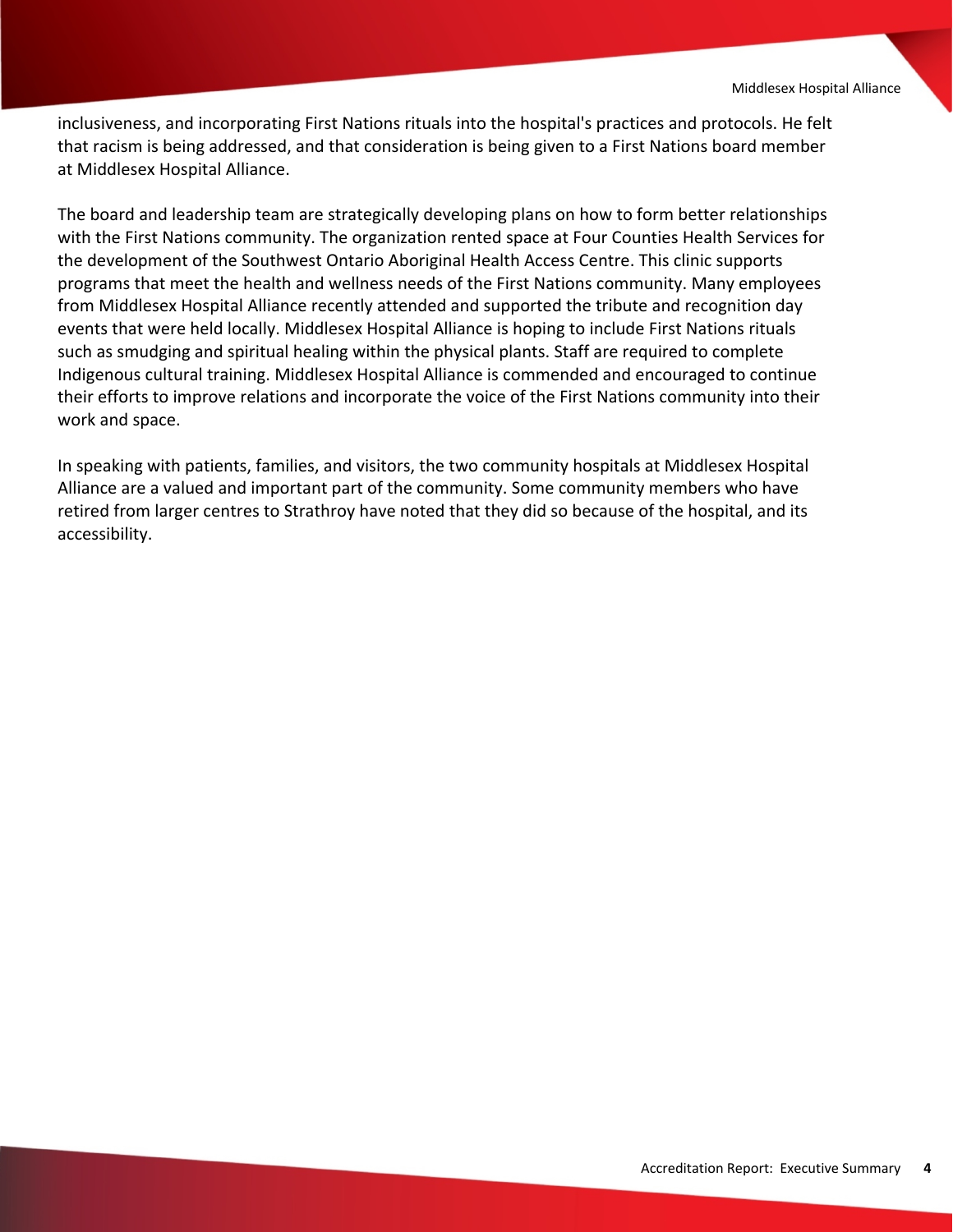inclusiveness, and incorporating First Nations rituals into the hospital's practices and protocols. He felt that racism is being addressed, and that consideration is being given to a First Nations board member at Middlesex Hospital Alliance.

The board and leadership team are strategically developing plans on how to form better relationships with the First Nations community. The organization rented space at Four Counties Health Services for the development of the Southwest Ontario Aboriginal Health Access Centre. This clinic supports programs that meet the health and wellness needs of the First Nations community. Many employees from Middlesex Hospital Alliance recently attended and supported the tribute and recognition day events that were held locally. Middlesex Hospital Alliance is hoping to include First Nations rituals such as smudging and spiritual healing within the physical plants. Staff are required to complete Indigenous cultural training. Middlesex Hospital Alliance is commended and encouraged to continue their efforts to improve relations and incorporate the voice of the First Nations community into their work and space.

In speaking with patients, families, and visitors, the two community hospitals at Middlesex Hospital Alliance are a valued and important part of the community. Some community members who have retired from larger centres to Strathroy have noted that they did so because of the hospital, and its accessibility.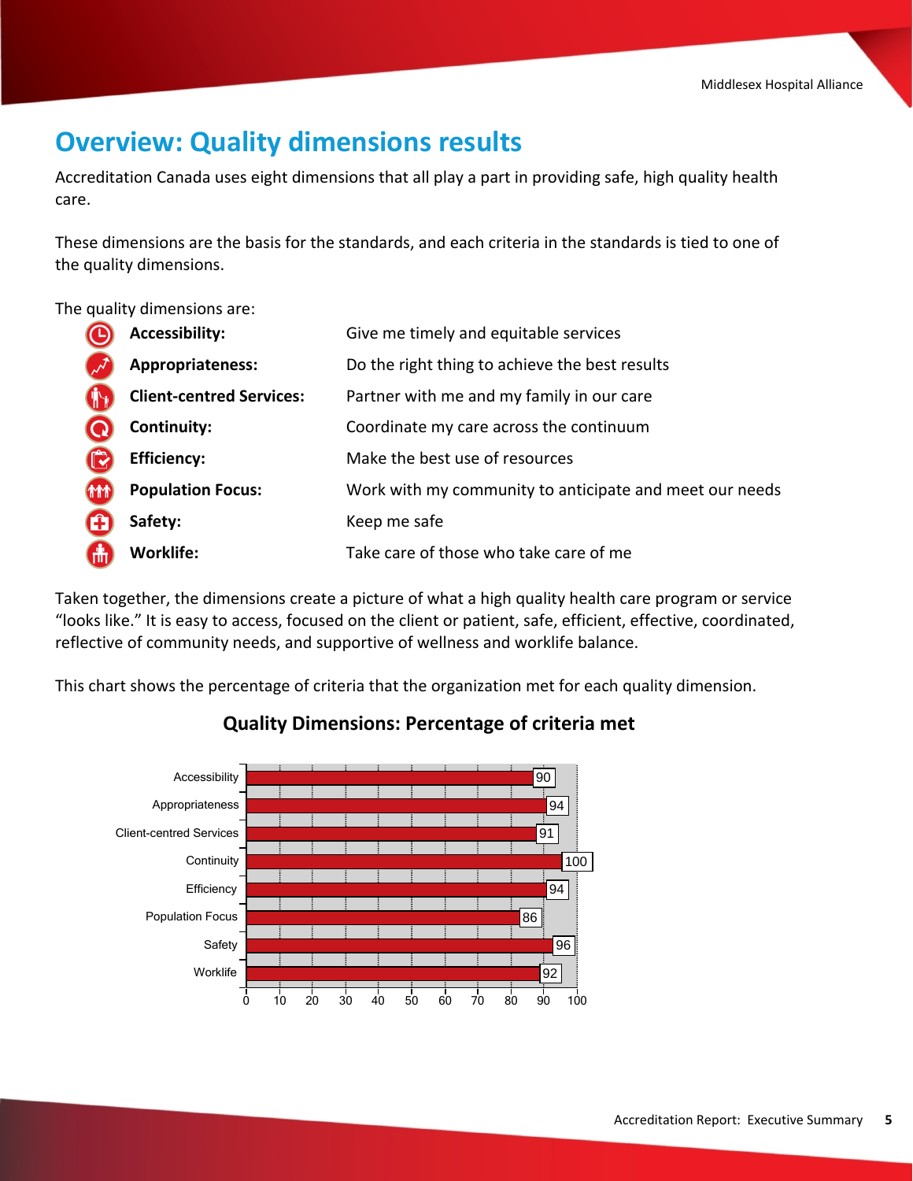# Overview: Quality dimensions results

Accreditation Canada uses eight dimensions that all play a part in providing safe, high quality health care.

These dimensions are the basis for the standards, and each criteria in the standards is tied to one of the quality dimensions.

The quality dimensions are:

| | |
|---|---|
| **Accessibility:** | Give me timely and equitable services |
| **Appropriateness:** | Do the right thing to achieve the best results |
| **Client-centred Services:** | Partner with me and my family in our care |
| **Continuity:** | Coordinate my care across the continuum |
| **Efficiency:** | Make the best use of resources |
| **Population Focus:** | Work with my community to anticipate and meet our needs |
| **Safety:** | Keep me safe |
| **Worklife:** | Take care of those who take care of me |

Taken together, the dimensions create a picture of what a high quality health care program or service "looks like." It is easy to access, focused on the client or patient, safe, efficient, effective, coordinated, reflective of community needs, and supportive of wellness and worklife balance.

This chart shows the percentage of criteria that the organization met for each quality dimension.

### Quality Dimensions: Percentage of criteria met

| Quality Dimension | Percentage of criteria met |
|---|---|
| Accessibility | 90 |
| Appropriateness | 94 |
| Client-centred Services | 91 |
| Continuity | 100 |
| Efficiency | 94 |
| Population Focus | 86 |
| Safety | 96 |
| Worklife | 92 |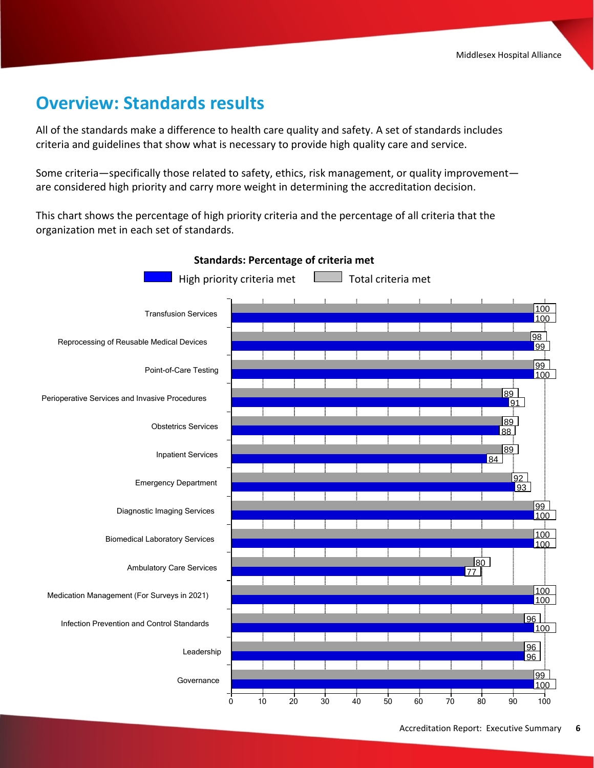## Overview: Standards results

All of the standards make a difference to health care quality and safety. A set of standards includes criteria and guidelines that show what is necessary to provide high quality care and service.

Some criteria—specifically those related to safety, ethics, risk management, or quality improvement—are considered high priority and carry more weight in determining the accreditation decision.

This chart shows the percentage of high priority criteria and the percentage of all criteria that the organization met in each set of standards.

**Standards: Percentage of criteria met**

| Standards | Total criteria met | High priority criteria met |
|---|---|---|
| Transfusion Services | 100 | 100 |
| Reprocessing of Reusable Medical Devices | 98 | 99 |
| Point-of-Care Testing | 99 | 100 |
| Perioperative Services and Invasive Procedures | 89 | 91 |
| Obstetrics Services | 89 | 88 |
| Inpatient Services | 89 | 84 |
| Emergency Department | 92 | 93 |
| Diagnostic Imaging Services | 99 | 100 |
| Biomedical Laboratory Services | 100 | 100 |
| Ambulatory Care Services | 80 | 77 |
| Medication Management (For Surveys in 2021) | 100 | 100 |
| Infection Prevention and Control Standards | 96 | 100 |
| Leadership | 96 | 96 |
| Governance | 99 | 100 |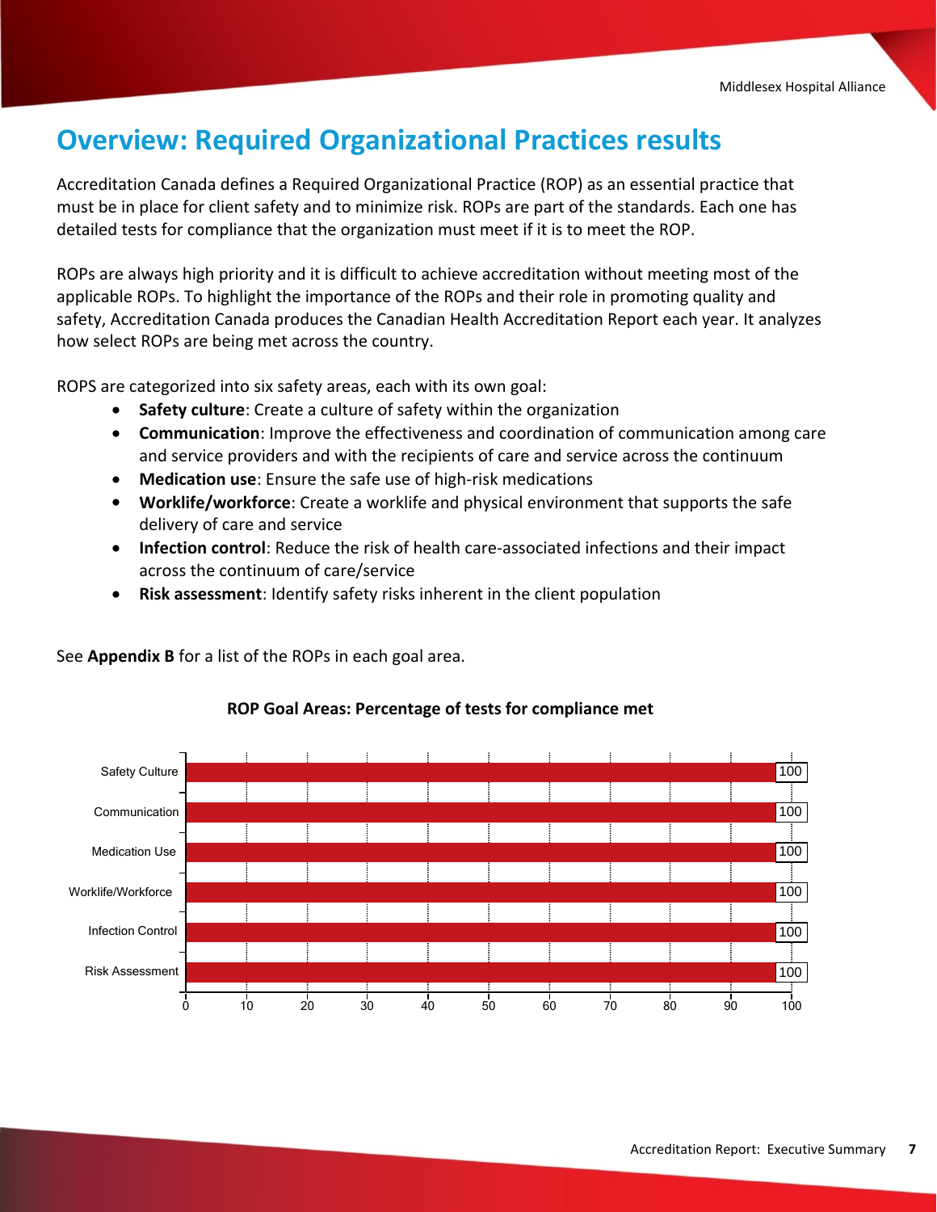# Overview: Required Organizational Practices results

Accreditation Canada defines a Required Organizational Practice (ROP) as an essential practice that must be in place for client safety and to minimize risk. ROPs are part of the standards. Each one has detailed tests for compliance that the organization must meet if it is to meet the ROP.

ROPs are always high priority and it is difficult to achieve accreditation without meeting most of the applicable ROPs. To highlight the importance of the ROPs and their role in promoting quality and safety, Accreditation Canada produces the Canadian Health Accreditation Report each year. It analyzes how select ROPs are being met across the country.

ROPS are categorized into six safety areas, each with its own goal:

- **Safety culture**: Create a culture of safety within the organization
- **Communication**: Improve the effectiveness and coordination of communication among care and service providers and with the recipients of care and service across the continuum
- **Medication use**: Ensure the safe use of high-risk medications
- **Worklife/workforce**: Create a worklife and physical environment that supports the safe delivery of care and service
- **Infection control**: Reduce the risk of health care-associated infections and their impact across the continuum of care/service
- **Risk assessment**: Identify safety risks inherent in the client population

See **Appendix B** for a list of the ROPs in each goal area.

**ROP Goal Areas: Percentage of tests for compliance met**

| ROP Goal Area | Percentage of tests for compliance met |
|---|---|
| Safety Culture | 100 |
| Communication | 100 |
| Medication Use | 100 |
| Worklife/Workforce | 100 |
| Infection Control | 100 |
| Risk Assessment | 100 |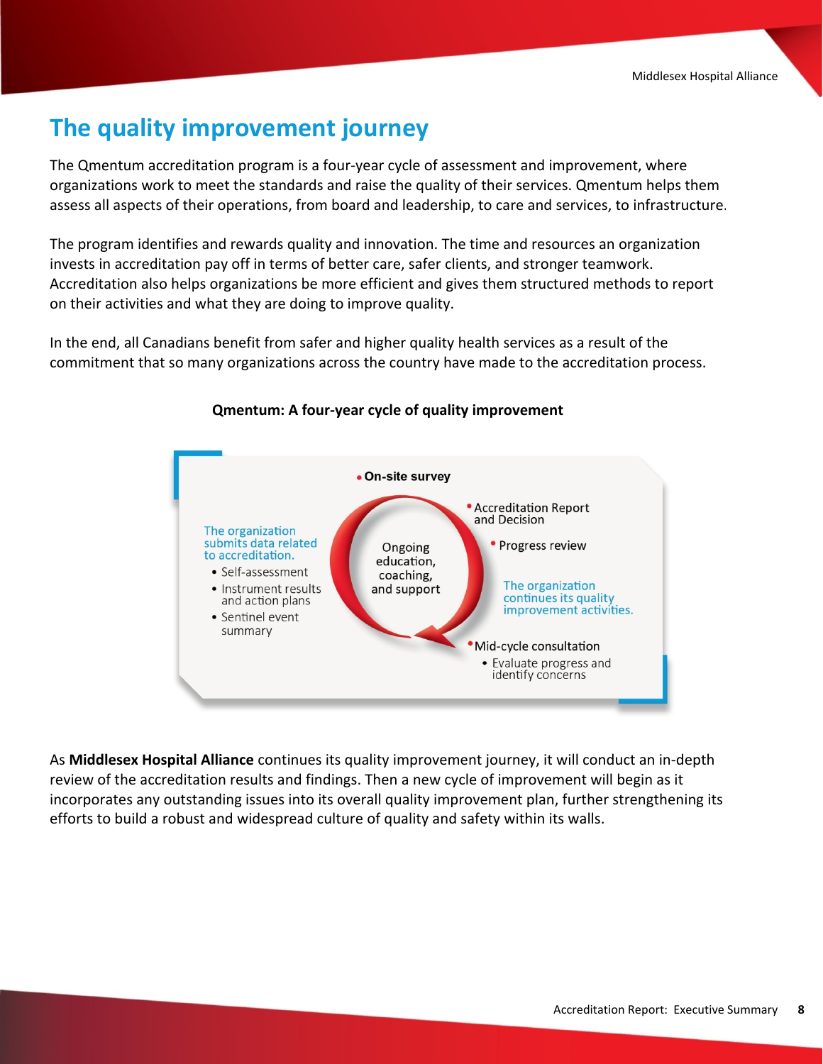## The quality improvement journey

The Qmentum accreditation program is a four-year cycle of assessment and improvement, where organizations work to meet the standards and raise the quality of their services. Qmentum helps them assess all aspects of their operations, from board and leadership, to care and services, to infrastructure.

The program identifies and rewards quality and innovation. The time and resources an organization invests in accreditation pay off in terms of better care, safer clients, and stronger teamwork. Accreditation also helps organizations be more efficient and gives them structured methods to report on their activities and what they are doing to improve quality.

In the end, all Canadians benefit from safer and higher quality health services as a result of the commitment that so many organizations across the country have made to the accreditation process.

**Qmentum: A four-year cycle of quality improvement**

The organization submits data related to accreditation.

- Self-assessment
- Instrument results and action plans
- Sentinel event summary

Ongoing education, coaching, and support

- On-site survey
- Accreditation Report and Decision
- Progress review

The organization continues its quality improvement activities.

- Mid-cycle consultation
  - Evaluate progress and identify concerns

As **Middlesex Hospital Alliance** continues its quality improvement journey, it will conduct an in-depth review of the accreditation results and findings. Then a new cycle of improvement will begin as it incorporates any outstanding issues into its overall quality improvement plan, further strengthening its efforts to build a robust and widespread culture of quality and safety within its walls.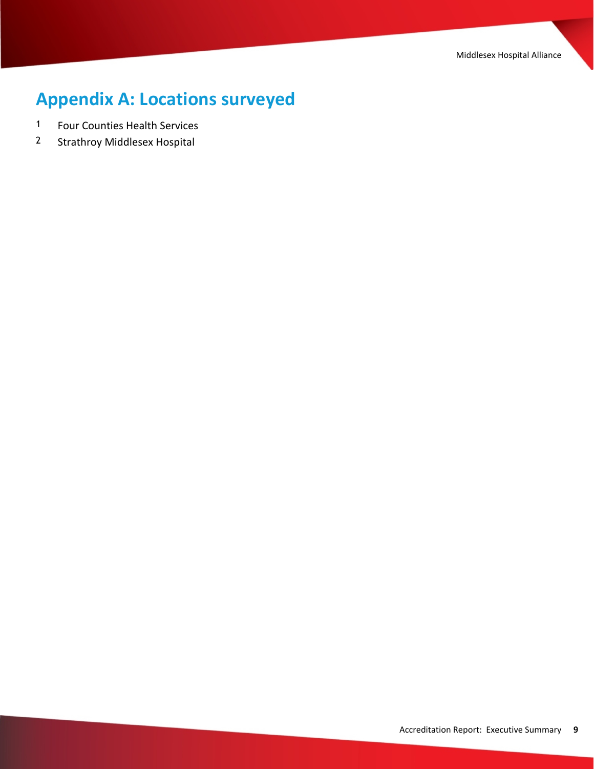# Appendix A: Locations surveyed

1. Four Counties Health Services
2. Strathroy Middlesex Hospital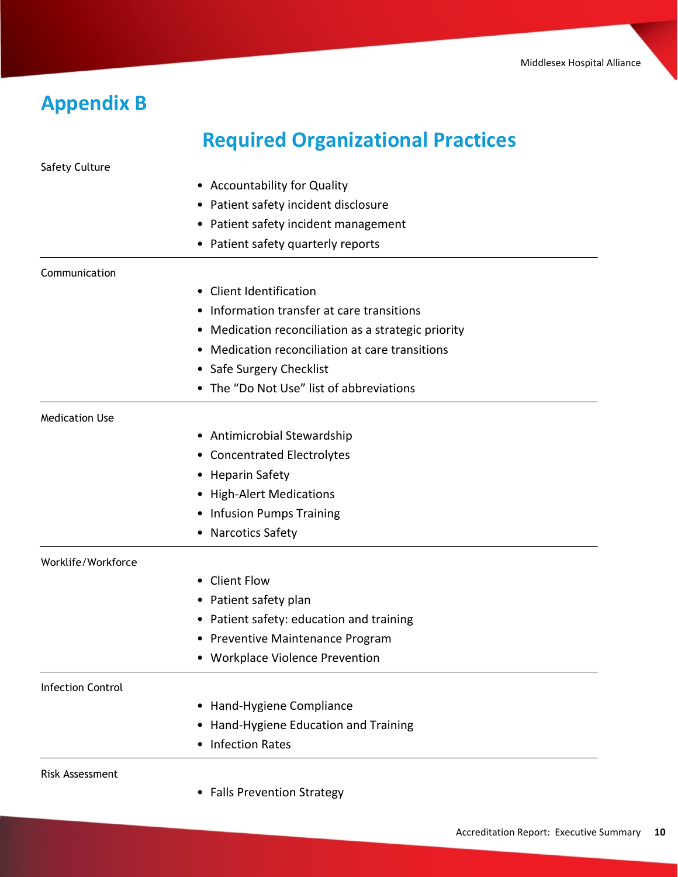# Appendix B

## Required Organizational Practices

Safety Culture

- Accountability for Quality
- Patient safety incident disclosure
- Patient safety incident management
- Patient safety quarterly reports

Communication

- Client Identification
- Information transfer at care transitions
- Medication reconciliation as a strategic priority
- Medication reconciliation at care transitions
- Safe Surgery Checklist
- The “Do Not Use” list of abbreviations

Medication Use

- Antimicrobial Stewardship
- Concentrated Electrolytes
- Heparin Safety
- High-Alert Medications
- Infusion Pumps Training
- Narcotics Safety

Worklife/Workforce

- Client Flow
- Patient safety plan
- Patient safety: education and training
- Preventive Maintenance Program
- Workplace Violence Prevention

Infection Control

- Hand-Hygiene Compliance
- Hand-Hygiene Education and Training
- Infection Rates

Risk Assessment

- Falls Prevention Strategy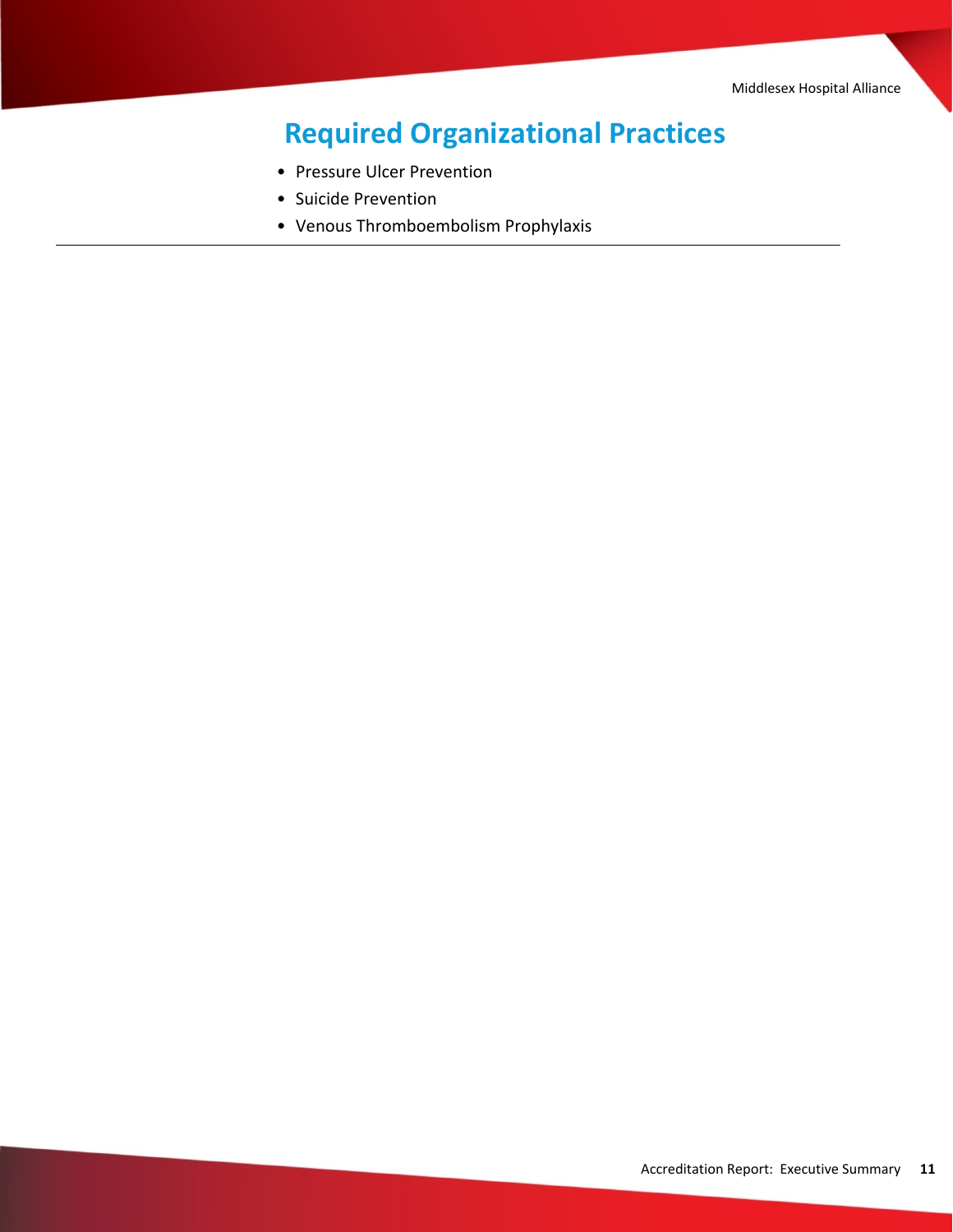## Required Organizational Practices

- Pressure Ulcer Prevention
- Suicide Prevention
- Venous Thromboembolism Prophylaxis